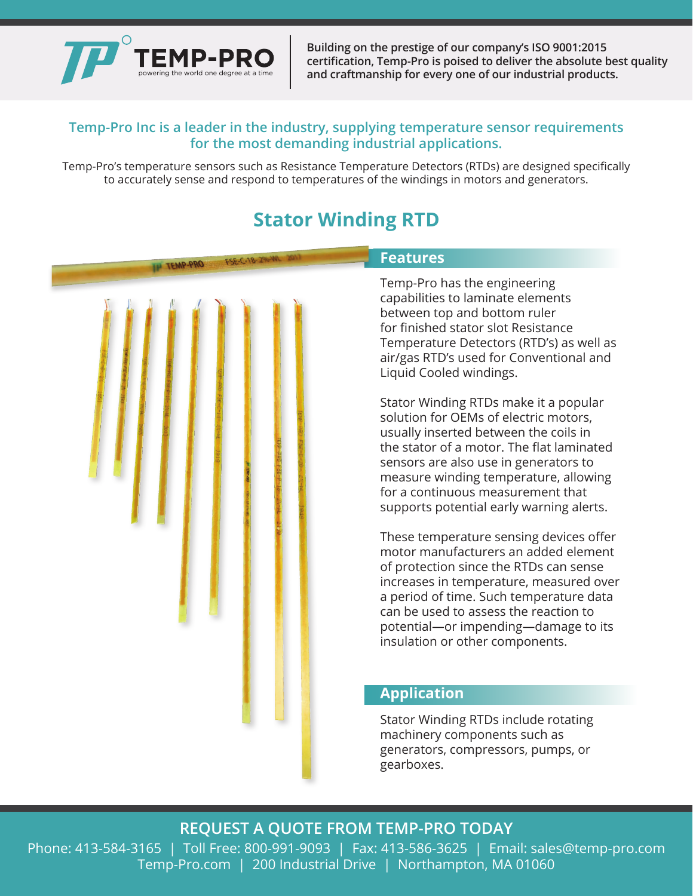TEMP-PRO

powering the world one degree at a time

**Building on the prestige of our company's ISO 9001:2015 certification, Temp-Pro is poised to deliver the absolute best quality and craftmanship for every one of our industrial products.**

**Temp-Pro Inc is a leader in the industry, supplying temperature sensor requirements for the most demanding industrial applications.**

Temp-Pro's temperature sensors such as Resistance Temperature Detectors (RTDs) are designed specifically to accurately sense and respond to temperatures of the windings in motors and generators.

# Stator Winding RTD

## Features

Temp-Pro has the engineering capabilities to laminate elements between top and bottom ruler for finished stator slot Resistance Temperature Detectors (RTD's) as well as air/gas RTD's used for Conventional and Liquid Cooled windings.

Stator Winding RTDs make it a popular solution for OEMs of electric motors, usually inserted between the coils in the stator of a motor. The flat laminated sensors are also use in generators to measure winding temperature, allowing for a continuous measurement that supports potential early warning alerts.

These temperature sensing devices offer motor manufacturers an added element of protection since the RTDs can sense increases in temperature, measured over a period of time. Such temperature data can be used to assess the reaction to potential—or impending—damage to its insulation or other components.

## Application

Stator Winding RTDs include rotating machinery components such as generators, compressors, pumps, or gearboxes.

**REQUEST A QUOTE FROM TEMP-PRO TODAY**

Phone: 413-584-3165 | Toll Free: 800-991-9093 | Fax: 413-586-3625 | Email: sales@temp-pro.com
Temp-Pro.com | 200 Industrial Drive | Northampton, MA 01060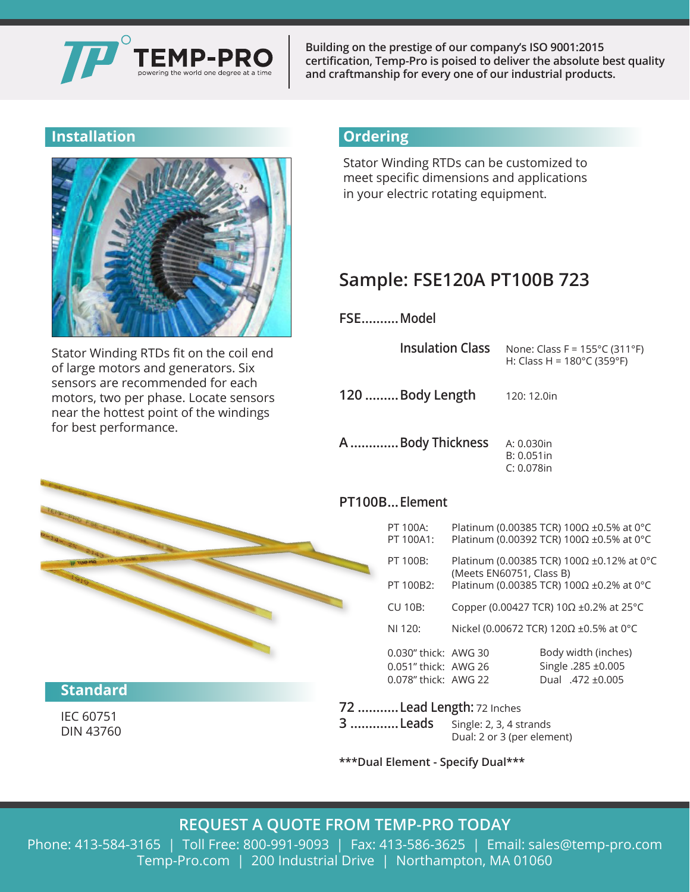TEMP-PRO
powering the world one degree at a time

**Building on the prestige of our company's ISO 9001:2015 certification, Temp-Pro is poised to deliver the absolute best quality and craftmanship for every one of our industrial products.**

## Installation

Stator Winding RTDs fit on the coil end of large motors and generators. Six sensors are recommended for each motors, two per phase. Locate sensors near the hottest point of the windings for best performance.

## Standard

IEC 60751
DIN 43760

## Ordering

Stator Winding RTDs can be customized to meet specific dimensions and applications in your electric rotating equipment.

## Sample: FSE120A PT100B 723

**FSE..........Model**

**Insulation Class** — None: Class F = 155°C (311°F); H: Class H = 180°C (359°F)

**120 .........Body Length** — 120: 12.0in

**A .............Body Thickness** — A: 0.030in; B: 0.051in; C: 0.078in

**PT100B...Element**

| Code | Description |
|---|---|
| PT 100A: | Platinum (0.00385 TCR) 100Ω ±0.5% at 0°C |
| PT 100A1: | Platinum (0.00392 TCR) 100Ω ±0.5% at 0°C |
| PT 100B: | Platinum (0.00385 TCR) 100Ω ±0.12% at 0°C (Meets EN60751, Class B) |
| PT 100B2: | Platinum (0.00385 TCR) 100Ω ±0.2% at 0°C |
| CU 10B: | Copper (0.00427 TCR) 10Ω ±0.2% at 25°C |
| NI 120: | Nickel (0.00672 TCR) 120Ω ±0.5% at 0°C |

| Thickness | Wire | Body width (inches) |
|---|---|---|
| 0.030" thick: | AWG 30 | Single .285 ±0.005 |
| 0.051" thick: | AWG 26 | Dual .472 ±0.005 |
| 0.078" thick: | AWG 22 | |

**72 ...........Lead Length:** 72 Inches

**3 .............Leads** — Single: 2, 3, 4 strands; Dual: 2 or 3 (per element)

**\*\*\*Dual Element - Specify Dual\*\*\***

## REQUEST A QUOTE FROM TEMP-PRO TODAY

Phone: 413-584-3165 | Toll Free: 800-991-9093 | Fax: 413-586-3625 | Email: sales@temp-pro.com
Temp-Pro.com | 200 Industrial Drive | Northampton, MA 01060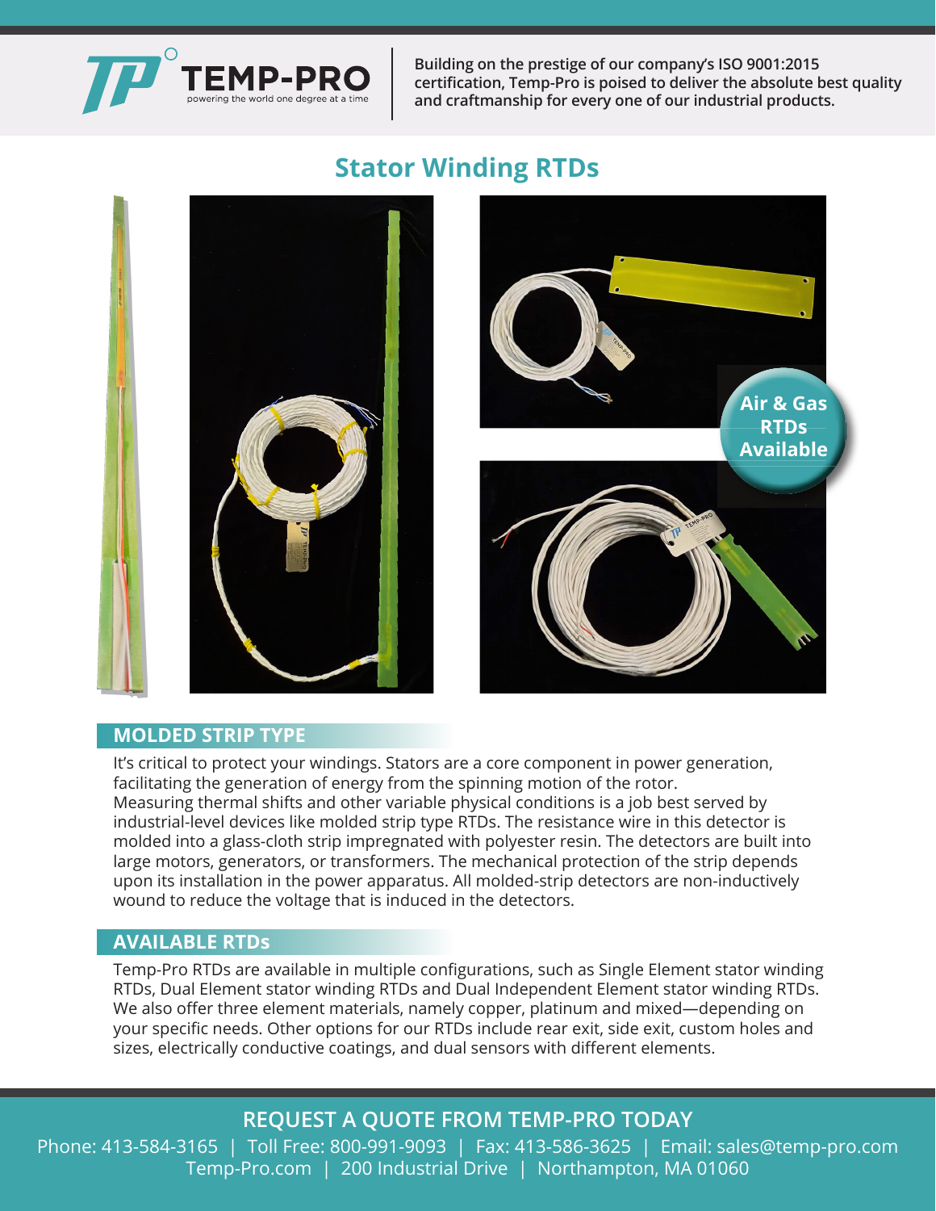TEMP-PRO

powering the world one degree at a time

Building on the prestige of our company's ISO 9001:2015 certification, Temp-Pro is poised to deliver the absolute best quality and craftmanship for every one of our industrial products.

# Stator Winding RTDs

Air & Gas RTDs Available

## MOLDED STRIP TYPE

It's critical to protect your windings. Stators are a core component in power generation, facilitating the generation of energy from the spinning motion of the rotor. Measuring thermal shifts and other variable physical conditions is a job best served by industrial-level devices like molded strip type RTDs. The resistance wire in this detector is molded into a glass-cloth strip impregnated with polyester resin. The detectors are built into large motors, generators, or transformers. The mechanical protection of the strip depends upon its installation in the power apparatus. All molded-strip detectors are non-inductively wound to reduce the voltage that is induced in the detectors.

## AVAILABLE RTDs

Temp-Pro RTDs are available in multiple configurations, such as Single Element stator winding RTDs, Dual Element stator winding RTDs and Dual Independent Element stator winding RTDs. We also offer three element materials, namely copper, platinum and mixed—depending on your specific needs. Other options for our RTDs include rear exit, side exit, custom holes and sizes, electrically conductive coatings, and dual sensors with different elements.

## REQUEST A QUOTE FROM TEMP-PRO TODAY

Phone: 413-584-3165 | Toll Free: 800-991-9093 | Fax: 413-586-3625 | Email: sales@temp-pro.com
Temp-Pro.com | 200 Industrial Drive | Northampton, MA 01060